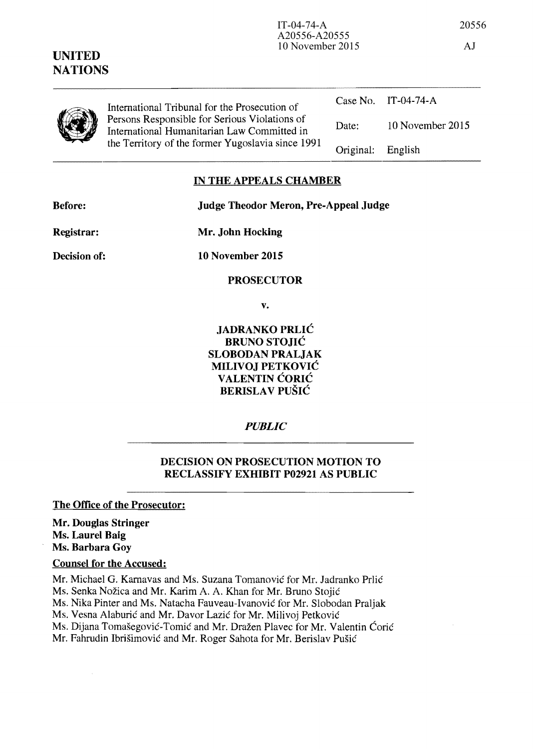IT-04-74-A
A20556-A20555
10 November 2015

20556

AJ

**UNITED NATIONS**

| International Tribunal for the Prosecution of Persons Responsible for Serious Violations of International Humanitarian Law Committed in the Territory of the former Yugoslavia since 1991 | Case No. | IT-04-74-A |
|---|---|---|
| | Date: | 10 November 2015 |
| | Original: | English |

## IN THE APPEALS CHAMBER

**Before:** **Judge Theodor Meron, Pre-Appeal Judge**

**Registrar:** **Mr. John Hocking**

**Decision of:** **10 November 2015**

**PROSECUTOR**

**v.**

**JADRANKO PRLIĆ**
**BRUNO STOJIĆ**
**SLOBODAN PRALJAK**
**MILIVOJ PETKOVIĆ**
**VALENTIN ĆORIĆ**
**BERISLAV PUŠIĆ**

***PUBLIC***

**DECISION ON PROSECUTION MOTION TO RECLASSIFY EXHIBIT P02921 AS PUBLIC**

**The Office of the Prosecutor:**

**Mr. Douglas Stringer**
**Ms. Laurel Baig**
**Ms. Barbara Goy**

**Counsel for the Accused:**

Mr. Michael G. Karnavas and Ms. Suzana Tomanović for Mr. Jadranko Prlić
Ms. Senka Nožica and Mr. Karim A. A. Khan for Mr. Bruno Stojić
Ms. Nika Pinter and Ms. Natacha Fauveau-Ivanović for Mr. Slobodan Praljak
Ms. Vesna Alaburić and Mr. Davor Lazić for Mr. Milivoj Petković
Ms. Dijana Tomašegović-Tomić and Mr. Dražen Plavec for Mr. Valentin Ćorić
Mr. Fahrudin Ibrišimović and Mr. Roger Sahota for Mr. Berislav Pušić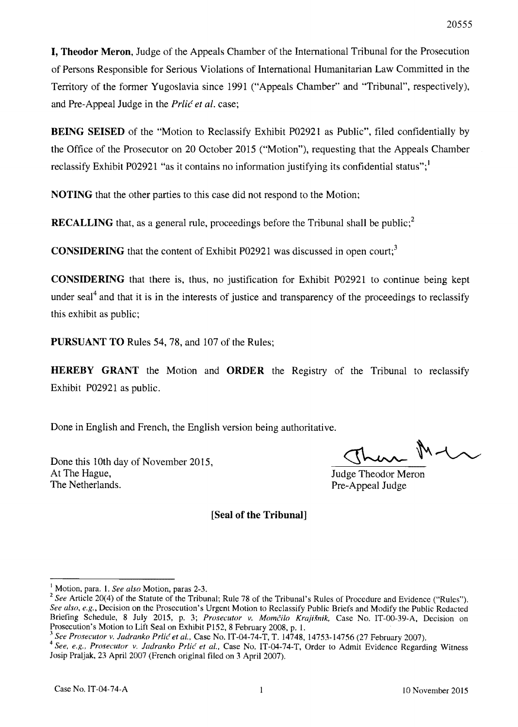**I, Theodor Meron**, Judge of the Appeals Chamber of the International Tribunal for the Prosecution of Persons Responsible for Serious Violations of International Humanitarian Law Committed in the Territory of the former Yugoslavia since 1991 ("Appeals Chamber" and "Tribunal", respectively), and Pre-Appeal Judge in the *Prlić et al.* case;

**BEING SEISED** of the "Motion to Reclassify Exhibit P02921 as Public", filed confidentially by the Office of the Prosecutor on 20 October 2015 ("Motion"), requesting that the Appeals Chamber reclassify Exhibit P02921 "as it contains no information justifying its confidential status";[1]

**NOTING** that the other parties to this case did not respond to the Motion;

**RECALLING** that, as a general rule, proceedings before the Tribunal shall be public;[2]

**CONSIDERING** that the content of Exhibit P02921 was discussed in open court;[3]

**CONSIDERING** that there is, thus, no justification for Exhibit P02921 to continue being kept under seal[4] and that it is in the interests of justice and transparency of the proceedings to reclassify this exhibit as public;

**PURSUANT TO** Rules 54, 78, and 107 of the Rules;

**HEREBY GRANT** the Motion and **ORDER** the Registry of the Tribunal to reclassify Exhibit P02921 as public.

Done in English and French, the English version being authoritative.

Done this 10th day of November 2015,
At The Hague,
The Netherlands.

Judge Theodor Meron
Pre-Appeal Judge

**[Seal of the Tribunal]**

---

[1] Motion, para. 1. *See also* Motion, paras 2-3.

[2] *See* Article 20(4) of the Statute of the Tribunal; Rule 78 of the Tribunal's Rules of Procedure and Evidence ("Rules"). *See also, e.g.*, Decision on the Prosecution's Urgent Motion to Reclassify Public Briefs and Modify the Public Redacted Briefing Schedule, 8 July 2015, p. 3; *Prosecutor v. Momčilo Krajišnik*, Case No. IT-00-39-A, Decision on Prosecution's Motion to Lift Seal on Exhibit P152, 8 February 2008, p. 1.

[3] *See Prosecutor v. Jadranko Prlić et al.*, Case No. IT-04-74-T, T. 14748, 14753-14756 (27 February 2007).

[4] *See, e.g., Prosecutor v. Jadranko Prlić et al.*, Case No. IT-04-74-T, Order to Admit Evidence Regarding Witness Josip Praljak, 23 April 2007 (French original filed on 3 April 2007).